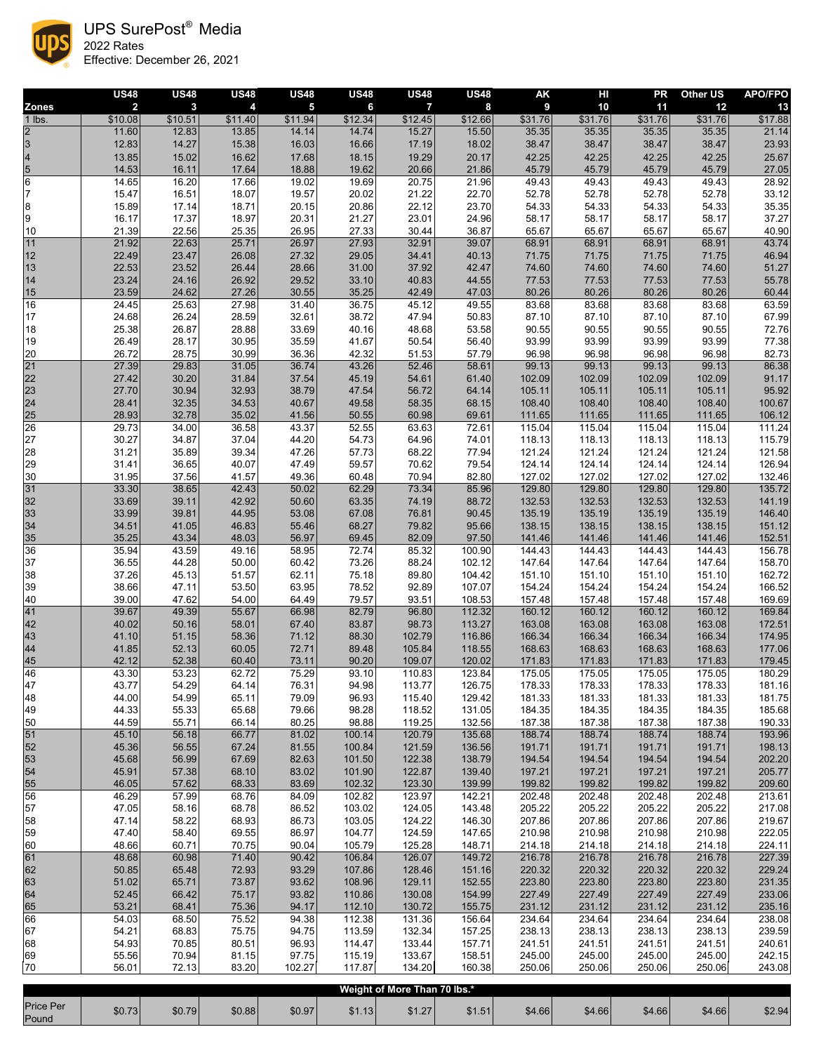# UPS SurePost® Media

2022 Rates

Effective: December 26, 2021

| Zones | US48 2 | US48 3 | US48 4 | US48 5 | US48 6 | US48 7 | US48 8 | AK 9 | HI 10 | PR 11 | Other US 12 | APO/FPO 13 |
|---|---|---|---|---|---|---|---|---|---|---|---|---|
| 1 lbs. | $10.08 | $10.51 | $11.40 | $11.94 | $12.34 | $12.45 | $12.66 | $31.76 | $31.76 | $31.76 | $31.76 | $17.88 |
| 2 | 11.60 | 12.83 | 13.85 | 14.14 | 14.74 | 15.27 | 15.50 | 35.35 | 35.35 | 35.35 | 35.35 | 21.14 |
| 3 | 12.83 | 14.27 | 15.38 | 16.03 | 16.66 | 17.19 | 18.02 | 38.47 | 38.47 | 38.47 | 38.47 | 23.93 |
| 4 | 13.85 | 15.02 | 16.62 | 17.68 | 18.15 | 19.29 | 20.17 | 42.25 | 42.25 | 42.25 | 42.25 | 25.67 |
| 5 | 14.53 | 16.11 | 17.64 | 18.88 | 19.62 | 20.66 | 21.86 | 45.79 | 45.79 | 45.79 | 45.79 | 27.05 |
| 6 | 14.65 | 16.20 | 17.66 | 19.02 | 19.69 | 20.75 | 21.96 | 49.43 | 49.43 | 49.43 | 49.43 | 28.92 |
| 7 | 15.47 | 16.51 | 18.07 | 19.57 | 20.02 | 21.22 | 22.70 | 52.78 | 52.78 | 52.78 | 52.78 | 33.12 |
| 8 | 15.89 | 17.14 | 18.71 | 20.15 | 20.86 | 22.12 | 23.70 | 54.33 | 54.33 | 54.33 | 54.33 | 35.35 |
| 9 | 16.17 | 17.37 | 18.97 | 20.31 | 21.27 | 23.01 | 24.96 | 58.17 | 58.17 | 58.17 | 58.17 | 37.27 |
| 10 | 21.39 | 22.56 | 25.35 | 26.95 | 27.33 | 30.44 | 36.87 | 65.67 | 65.67 | 65.67 | 65.67 | 40.90 |
| 11 | 21.92 | 22.63 | 25.71 | 26.97 | 27.93 | 32.91 | 39.07 | 68.91 | 68.91 | 68.91 | 68.91 | 43.74 |
| 12 | 22.49 | 23.47 | 26.08 | 27.32 | 29.05 | 34.41 | 40.13 | 71.75 | 71.75 | 71.75 | 71.75 | 46.94 |
| 13 | 22.53 | 23.52 | 26.44 | 28.66 | 31.00 | 37.92 | 42.47 | 74.60 | 74.60 | 74.60 | 74.60 | 51.27 |
| 14 | 23.24 | 24.16 | 26.92 | 29.52 | 33.10 | 40.83 | 44.55 | 77.53 | 77.53 | 77.53 | 77.53 | 55.78 |
| 15 | 23.59 | 24.62 | 27.26 | 30.55 | 35.25 | 42.49 | 47.03 | 80.26 | 80.26 | 80.26 | 80.26 | 60.44 |
| 16 | 24.45 | 25.63 | 27.98 | 31.40 | 36.75 | 45.12 | 49.55 | 83.68 | 83.68 | 83.68 | 83.68 | 63.59 |
| 17 | 24.68 | 26.24 | 28.59 | 32.61 | 38.72 | 47.94 | 50.83 | 87.10 | 87.10 | 87.10 | 87.10 | 67.99 |
| 18 | 25.38 | 26.87 | 28.88 | 33.69 | 40.16 | 48.68 | 53.58 | 90.55 | 90.55 | 90.55 | 90.55 | 72.76 |
| 19 | 26.49 | 28.17 | 30.95 | 35.59 | 41.67 | 50.54 | 56.40 | 93.99 | 93.99 | 93.99 | 93.99 | 77.38 |
| 20 | 26.72 | 28.75 | 30.99 | 36.36 | 42.32 | 51.53 | 57.79 | 96.98 | 96.98 | 96.98 | 96.98 | 82.73 |
| 21 | 27.39 | 29.83 | 31.05 | 36.74 | 43.26 | 52.46 | 58.61 | 99.13 | 99.13 | 99.13 | 99.13 | 86.38 |
| 22 | 27.42 | 30.20 | 31.84 | 37.54 | 45.19 | 54.61 | 61.40 | 102.09 | 102.09 | 102.09 | 102.09 | 91.17 |
| 23 | 27.70 | 30.94 | 32.93 | 38.79 | 47.54 | 56.72 | 64.14 | 105.11 | 105.11 | 105.11 | 105.11 | 95.92 |
| 24 | 28.41 | 32.35 | 34.53 | 40.67 | 49.58 | 58.35 | 68.15 | 108.40 | 108.40 | 108.40 | 108.40 | 100.67 |
| 25 | 28.93 | 32.78 | 35.02 | 41.56 | 50.55 | 60.98 | 69.61 | 111.65 | 111.65 | 111.65 | 111.65 | 106.12 |
| 26 | 29.73 | 34.00 | 36.58 | 43.37 | 52.55 | 63.63 | 72.61 | 115.04 | 115.04 | 115.04 | 115.04 | 111.24 |
| 27 | 30.27 | 34.87 | 37.04 | 44.20 | 54.73 | 64.96 | 74.01 | 118.13 | 118.13 | 118.13 | 118.13 | 115.79 |
| 28 | 31.21 | 35.89 | 39.34 | 47.26 | 57.73 | 68.22 | 77.94 | 121.24 | 121.24 | 121.24 | 121.24 | 121.58 |
| 29 | 31.41 | 36.65 | 40.07 | 47.49 | 59.57 | 70.62 | 79.54 | 124.14 | 124.14 | 124.14 | 124.14 | 126.94 |
| 30 | 31.95 | 37.56 | 41.57 | 49.36 | 60.48 | 70.94 | 82.80 | 127.02 | 127.02 | 127.02 | 127.02 | 132.46 |
| 31 | 33.30 | 38.65 | 42.43 | 50.02 | 62.29 | 73.34 | 85.96 | 129.80 | 129.80 | 129.80 | 129.80 | 135.72 |
| 32 | 33.69 | 39.11 | 42.92 | 50.60 | 63.35 | 74.19 | 88.72 | 132.53 | 132.53 | 132.53 | 132.53 | 141.19 |
| 33 | 33.99 | 39.81 | 44.95 | 53.08 | 67.08 | 76.81 | 90.45 | 135.19 | 135.19 | 135.19 | 135.19 | 146.40 |
| 34 | 34.51 | 41.05 | 46.83 | 55.46 | 68.27 | 79.82 | 95.66 | 138.15 | 138.15 | 138.15 | 138.15 | 151.12 |
| 35 | 35.25 | 43.34 | 48.03 | 56.97 | 69.45 | 82.09 | 97.50 | 141.46 | 141.46 | 141.46 | 141.46 | 152.51 |
| 36 | 35.94 | 43.59 | 49.16 | 58.95 | 72.74 | 85.32 | 100.90 | 144.43 | 144.43 | 144.43 | 144.43 | 156.78 |
| 37 | 36.55 | 44.28 | 50.00 | 60.42 | 73.26 | 88.24 | 102.12 | 147.64 | 147.64 | 147.64 | 147.64 | 158.70 |
| 38 | 37.26 | 45.13 | 51.57 | 62.11 | 75.18 | 89.80 | 104.42 | 151.10 | 151.10 | 151.10 | 151.10 | 162.72 |
| 39 | 38.66 | 47.11 | 53.50 | 63.95 | 78.52 | 92.89 | 107.07 | 154.24 | 154.24 | 154.24 | 154.24 | 166.52 |
| 40 | 39.00 | 47.62 | 54.00 | 64.49 | 79.57 | 93.51 | 108.53 | 157.48 | 157.48 | 157.48 | 157.48 | 169.69 |
| 41 | 39.67 | 49.39 | 55.67 | 66.98 | 82.79 | 96.80 | 112.32 | 160.12 | 160.12 | 160.12 | 160.12 | 169.84 |
| 42 | 40.02 | 50.16 | 58.01 | 67.40 | 83.87 | 98.73 | 113.27 | 163.08 | 163.08 | 163.08 | 163.08 | 172.51 |
| 43 | 41.10 | 51.15 | 58.36 | 71.12 | 88.30 | 102.79 | 116.86 | 166.34 | 166.34 | 166.34 | 166.34 | 174.95 |
| 44 | 41.85 | 52.13 | 60.05 | 72.71 | 89.48 | 105.84 | 118.55 | 168.63 | 168.63 | 168.63 | 168.63 | 177.06 |
| 45 | 42.12 | 52.38 | 60.40 | 73.11 | 90.20 | 109.07 | 120.02 | 171.83 | 171.83 | 171.83 | 171.83 | 179.45 |
| 46 | 43.30 | 53.23 | 62.72 | 75.29 | 93.10 | 110.83 | 123.84 | 175.05 | 175.05 | 175.05 | 175.05 | 180.29 |
| 47 | 43.77 | 54.29 | 64.14 | 76.31 | 94.98 | 113.77 | 126.75 | 178.33 | 178.33 | 178.33 | 178.33 | 181.16 |
| 48 | 44.00 | 54.99 | 65.11 | 79.09 | 96.93 | 115.40 | 129.42 | 181.33 | 181.33 | 181.33 | 181.33 | 181.75 |
| 49 | 44.33 | 55.33 | 65.68 | 79.66 | 98.28 | 118.52 | 131.05 | 184.35 | 184.35 | 184.35 | 184.35 | 185.68 |
| 50 | 44.59 | 55.71 | 66.14 | 80.25 | 98.88 | 119.25 | 132.56 | 187.38 | 187.38 | 187.38 | 187.38 | 190.33 |
| 51 | 45.10 | 56.18 | 66.77 | 81.02 | 100.14 | 120.79 | 135.68 | 188.74 | 188.74 | 188.74 | 188.74 | 193.96 |
| 52 | 45.36 | 56.55 | 67.24 | 81.55 | 100.84 | 121.59 | 136.56 | 191.71 | 191.71 | 191.71 | 191.71 | 198.13 |
| 53 | 45.68 | 56.99 | 67.69 | 82.63 | 101.50 | 122.38 | 138.79 | 194.54 | 194.54 | 194.54 | 194.54 | 202.20 |
| 54 | 45.91 | 57.38 | 68.10 | 83.02 | 101.90 | 122.87 | 139.40 | 197.21 | 197.21 | 197.21 | 197.21 | 205.77 |
| 55 | 46.05 | 57.62 | 68.33 | 83.69 | 102.32 | 123.30 | 139.99 | 199.82 | 199.82 | 199.82 | 199.82 | 209.60 |
| 56 | 46.29 | 57.99 | 68.76 | 84.09 | 102.82 | 123.97 | 142.21 | 202.48 | 202.48 | 202.48 | 202.48 | 213.61 |
| 57 | 47.05 | 58.16 | 68.78 | 86.52 | 103.02 | 124.05 | 143.48 | 205.22 | 205.22 | 205.22 | 205.22 | 217.08 |
| 58 | 47.14 | 58.22 | 68.93 | 86.73 | 103.05 | 124.22 | 146.30 | 207.86 | 207.86 | 207.86 | 207.86 | 219.67 |
| 59 | 47.40 | 58.40 | 69.55 | 86.97 | 104.77 | 124.59 | 147.65 | 210.98 | 210.98 | 210.98 | 210.98 | 222.05 |
| 60 | 48.66 | 60.71 | 70.75 | 90.04 | 105.79 | 125.28 | 148.71 | 214.18 | 214.18 | 214.18 | 214.18 | 224.11 |
| 61 | 48.68 | 60.98 | 71.40 | 90.42 | 106.84 | 126.07 | 149.72 | 216.78 | 216.78 | 216.78 | 216.78 | 227.39 |
| 62 | 50.85 | 65.48 | 72.93 | 93.29 | 107.86 | 128.46 | 151.16 | 220.32 | 220.32 | 220.32 | 220.32 | 229.24 |
| 63 | 51.02 | 65.71 | 73.87 | 93.62 | 108.96 | 129.11 | 152.55 | 223.80 | 223.80 | 223.80 | 223.80 | 231.35 |
| 64 | 52.45 | 66.42 | 75.17 | 93.82 | 110.86 | 130.08 | 154.99 | 227.49 | 227.49 | 227.49 | 227.49 | 233.06 |
| 65 | 53.21 | 68.41 | 75.36 | 94.17 | 112.10 | 130.72 | 155.75 | 231.12 | 231.12 | 231.12 | 231.12 | 235.16 |
| 66 | 54.03 | 68.50 | 75.52 | 94.38 | 112.38 | 131.36 | 156.64 | 234.64 | 234.64 | 234.64 | 234.64 | 238.08 |
| 67 | 54.21 | 68.83 | 75.75 | 94.75 | 113.59 | 132.34 | 157.25 | 238.13 | 238.13 | 238.13 | 238.13 | 239.59 |
| 68 | 54.93 | 70.85 | 80.51 | 96.93 | 114.47 | 133.44 | 157.71 | 241.51 | 241.51 | 241.51 | 241.51 | 240.61 |
| 69 | 55.56 | 70.94 | 81.15 | 97.75 | 115.19 | 133.67 | 158.51 | 245.00 | 245.00 | 245.00 | 245.00 | 242.15 |
| 70 | 56.01 | 72.13 | 83.20 | 102.27 | 117.87 | 134.20 | 160.38 | 250.06 | 250.06 | 250.06 | 250.06 | 243.08 |

| Weight of More Than 70 lbs.* | | | | | | | | | | | | |
|---|---|---|---|---|---|---|---|---|---|---|---|---|
| Price Per Pound | $0.73 | $0.79 | $0.88 | $0.97 | $1.13 | $1.27 | $1.51 | $4.66 | $4.66 | $4.66 | $4.66 | $2.94 |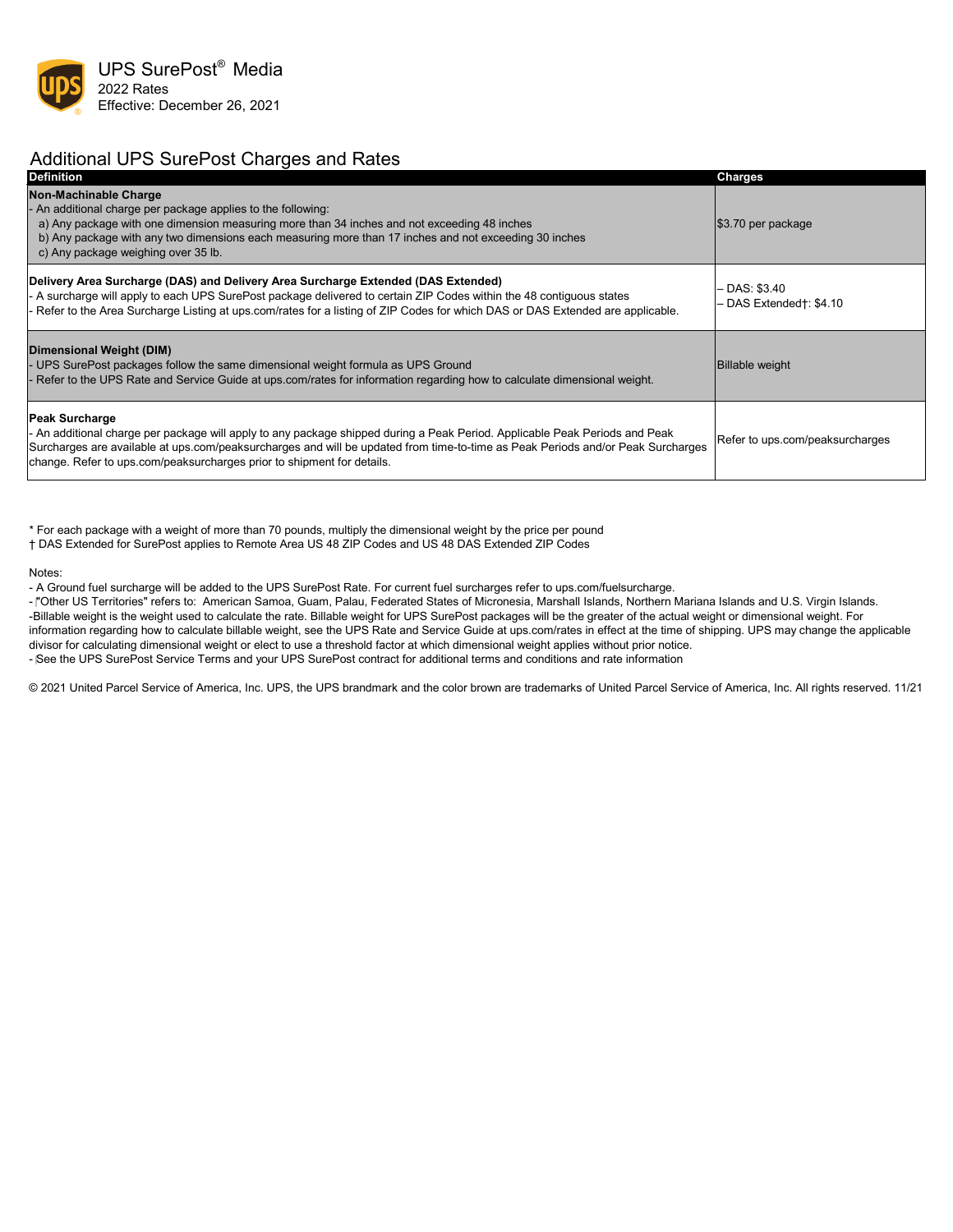# UPS SurePost® Media

2022 Rates
Effective: December 26, 2021

## Additional UPS SurePost Charges and Rates

| Definition | Charges |
|---|---|
| **Non-Machinable Charge**<br>- An additional charge per package applies to the following:<br>a) Any package with one dimension measuring more than 34 inches and not exceeding 48 inches<br>b) Any package with any two dimensions each measuring more than 17 inches and not exceeding 30 inches<br>c) Any package weighing over 35 lb. | $3.70 per package |
| **Delivery Area Surcharge (DAS) and Delivery Area Surcharge Extended (DAS Extended)**<br>- A surcharge will apply to each UPS SurePost package delivered to certain ZIP Codes within the 48 contiguous states<br>- Refer to the Area Surcharge Listing at ups.com/rates for a listing of ZIP Codes for which DAS or DAS Extended are applicable. | – DAS: $3.40<br>– DAS Extended†: $4.10 |
| **Dimensional Weight (DIM)**<br>- UPS SurePost packages follow the same dimensional weight formula as UPS Ground<br>- Refer to the UPS Rate and Service Guide at ups.com/rates for information regarding how to calculate dimensional weight. | Billable weight |
| **Peak Surcharge**<br>- An additional charge per package will apply to any package shipped during a Peak Period. Applicable Peak Periods and Peak Surcharges are available at ups.com/peaksurcharges and will be updated from time-to-time as Peak Periods and/or Peak Surcharges change. Refer to ups.com/peaksurcharges prior to shipment for details. | Refer to ups.com/peaksurcharges |

* For each package with a weight of more than 70 pounds, multiply the dimensional weight by the price per pound
† DAS Extended for SurePost applies to Remote Area US 48 ZIP Codes and US 48 DAS Extended ZIP Codes

Notes:

- A Ground fuel surcharge will be added to the UPS SurePost Rate. For current fuel surcharges refer to ups.com/fuelsurcharge.
- "Other US Territories" refers to: American Samoa, Guam, Palau, Federated States of Micronesia, Marshall Islands, Northern Mariana Islands and U.S. Virgin Islands.
- Billable weight is the weight used to calculate the rate. Billable weight for UPS SurePost packages will be the greater of the actual weight or dimensional weight. For information regarding how to calculate billable weight, see the UPS Rate and Service Guide at ups.com/rates in effect at the time of shipping. UPS may change the applicable divisor for calculating dimensional weight or elect to use a threshold factor at which dimensional weight applies without prior notice.
- See the UPS SurePost Service Terms and your UPS SurePost contract for additional terms and conditions and rate information

© 2021 United Parcel Service of America, Inc. UPS, the UPS brandmark and the color brown are trademarks of United Parcel Service of America, Inc. All rights reserved. 11/21